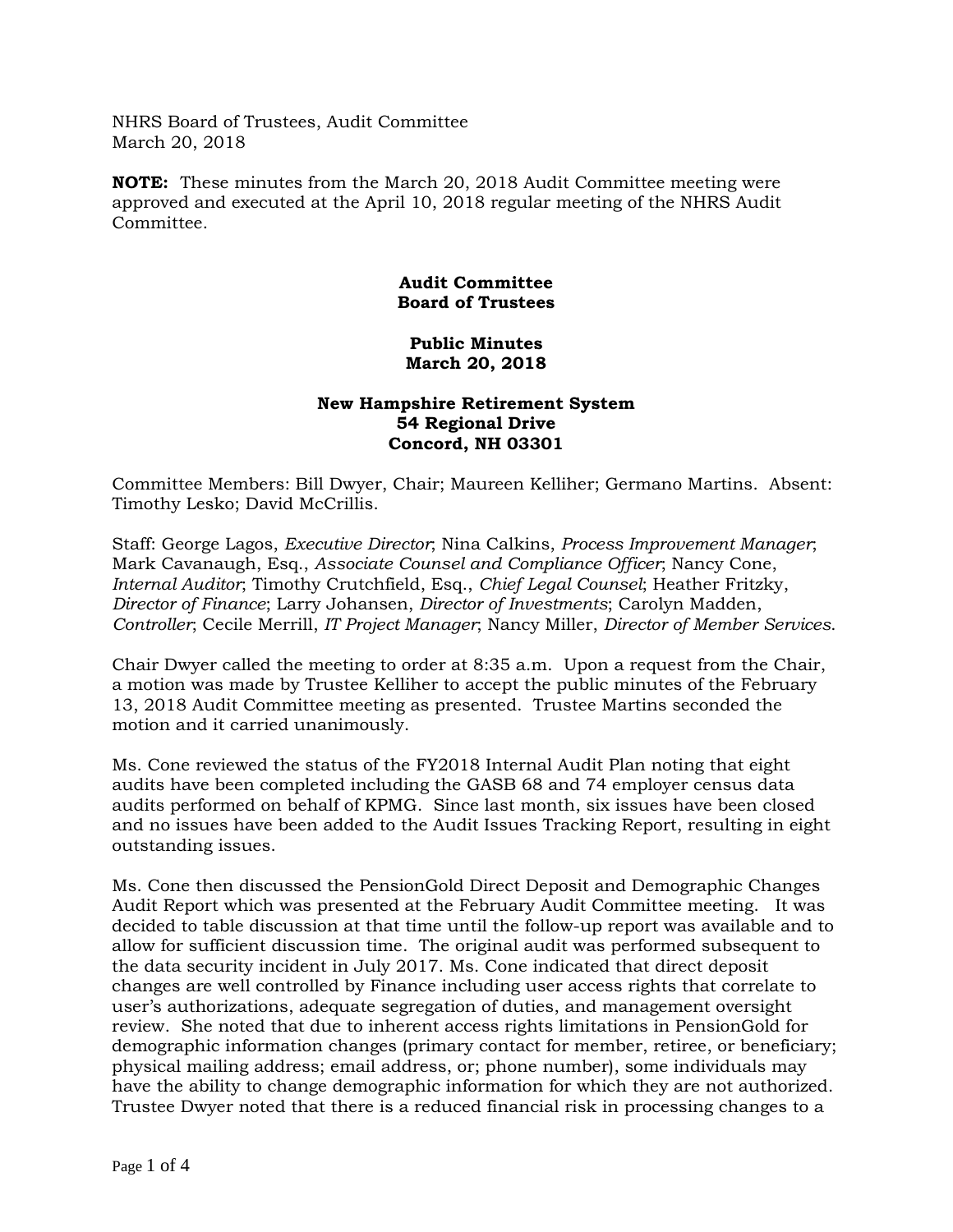NHRS Board of Trustees, Audit Committee
March 20, 2018

**NOTE:** These minutes from the March 20, 2018 Audit Committee meeting were approved and executed at the April 10, 2018 regular meeting of the NHRS Audit Committee.

**Audit Committee**
**Board of Trustees**

**Public Minutes**
**March 20, 2018**

**New Hampshire Retirement System**
**54 Regional Drive**
**Concord, NH 03301**

Committee Members: Bill Dwyer, Chair; Maureen Kelliher; Germano Martins. Absent: Timothy Lesko; David McCrillis.

Staff: George Lagos, *Executive Director*; Nina Calkins, *Process Improvement Manager*; Mark Cavanaugh, Esq., *Associate Counsel and Compliance Officer*; Nancy Cone, *Internal Auditor*; Timothy Crutchfield, Esq., *Chief Legal Counsel*; Heather Fritzky, *Director of Finance*; Larry Johansen, *Director of Investments*; Carolyn Madden, *Controller*; Cecile Merrill, *IT Project Manager*; Nancy Miller, *Director of Member Services*.

Chair Dwyer called the meeting to order at 8:35 a.m. Upon a request from the Chair, a motion was made by Trustee Kelliher to accept the public minutes of the February 13, 2018 Audit Committee meeting as presented. Trustee Martins seconded the motion and it carried unanimously.

Ms. Cone reviewed the status of the FY2018 Internal Audit Plan noting that eight audits have been completed including the GASB 68 and 74 employer census data audits performed on behalf of KPMG. Since last month, six issues have been closed and no issues have been added to the Audit Issues Tracking Report, resulting in eight outstanding issues.

Ms. Cone then discussed the PensionGold Direct Deposit and Demographic Changes Audit Report which was presented at the February Audit Committee meeting. It was decided to table discussion at that time until the follow-up report was available and to allow for sufficient discussion time. The original audit was performed subsequent to the data security incident in July 2017. Ms. Cone indicated that direct deposit changes are well controlled by Finance including user access rights that correlate to user's authorizations, adequate segregation of duties, and management oversight review. She noted that due to inherent access rights limitations in PensionGold for demographic information changes (primary contact for member, retiree, or beneficiary; physical mailing address; email address, or; phone number), some individuals may have the ability to change demographic information for which they are not authorized. Trustee Dwyer noted that there is a reduced financial risk in processing changes to a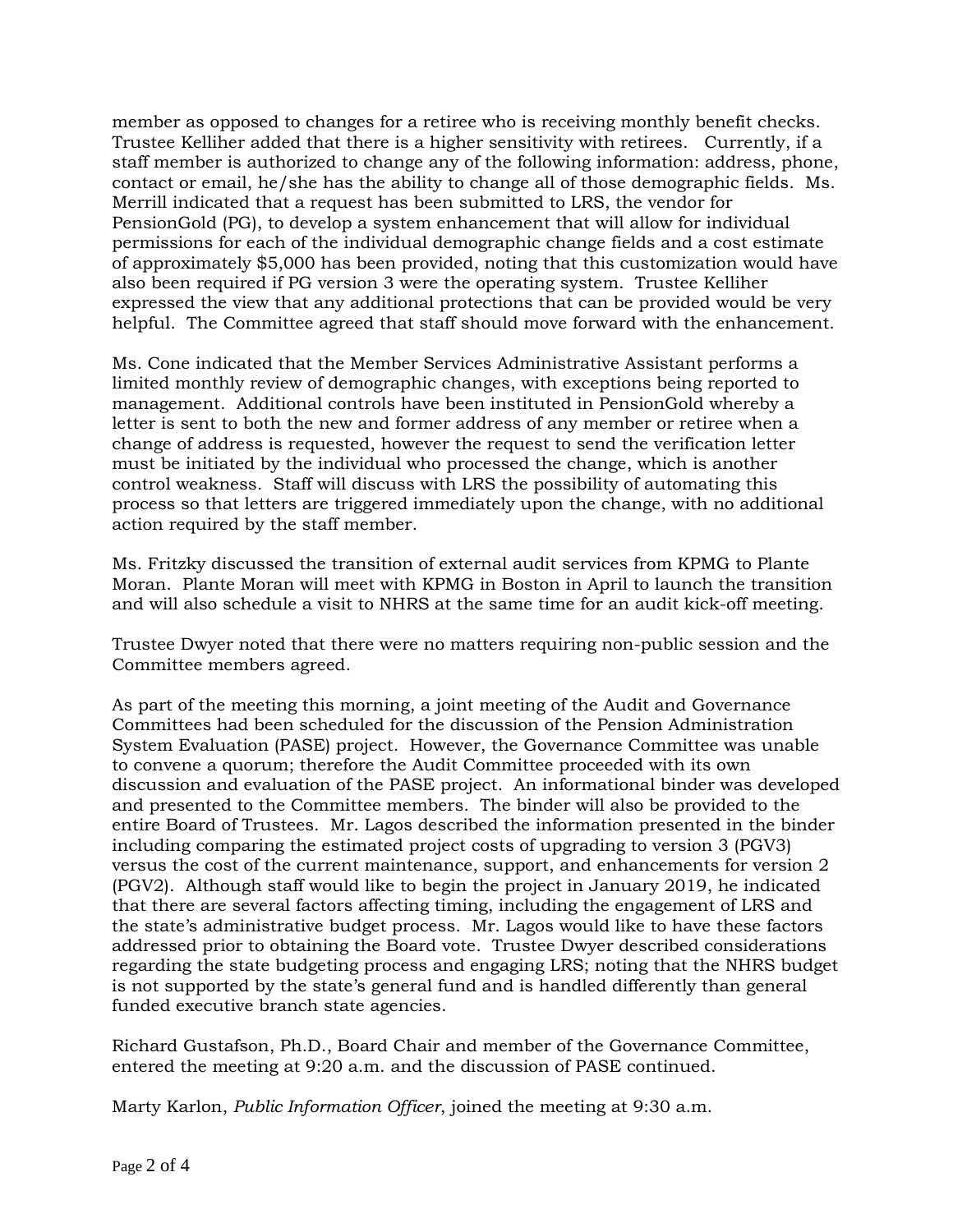member as opposed to changes for a retiree who is receiving monthly benefit checks. Trustee Kelliher added that there is a higher sensitivity with retirees. Currently, if a staff member is authorized to change any of the following information: address, phone, contact or email, he/she has the ability to change all of those demographic fields. Ms. Merrill indicated that a request has been submitted to LRS, the vendor for PensionGold (PG), to develop a system enhancement that will allow for individual permissions for each of the individual demographic change fields and a cost estimate of approximately $5,000 has been provided, noting that this customization would have also been required if PG version 3 were the operating system. Trustee Kelliher expressed the view that any additional protections that can be provided would be very helpful. The Committee agreed that staff should move forward with the enhancement.

Ms. Cone indicated that the Member Services Administrative Assistant performs a limited monthly review of demographic changes, with exceptions being reported to management. Additional controls have been instituted in PensionGold whereby a letter is sent to both the new and former address of any member or retiree when a change of address is requested, however the request to send the verification letter must be initiated by the individual who processed the change, which is another control weakness. Staff will discuss with LRS the possibility of automating this process so that letters are triggered immediately upon the change, with no additional action required by the staff member.

Ms. Fritzky discussed the transition of external audit services from KPMG to Plante Moran. Plante Moran will meet with KPMG in Boston in April to launch the transition and will also schedule a visit to NHRS at the same time for an audit kick-off meeting.

Trustee Dwyer noted that there were no matters requiring non-public session and the Committee members agreed.

As part of the meeting this morning, a joint meeting of the Audit and Governance Committees had been scheduled for the discussion of the Pension Administration System Evaluation (PASE) project. However, the Governance Committee was unable to convene a quorum; therefore the Audit Committee proceeded with its own discussion and evaluation of the PASE project. An informational binder was developed and presented to the Committee members. The binder will also be provided to the entire Board of Trustees. Mr. Lagos described the information presented in the binder including comparing the estimated project costs of upgrading to version 3 (PGV3) versus the cost of the current maintenance, support, and enhancements for version 2 (PGV2). Although staff would like to begin the project in January 2019, he indicated that there are several factors affecting timing, including the engagement of LRS and the state's administrative budget process. Mr. Lagos would like to have these factors addressed prior to obtaining the Board vote. Trustee Dwyer described considerations regarding the state budgeting process and engaging LRS; noting that the NHRS budget is not supported by the state's general fund and is handled differently than general funded executive branch state agencies.

Richard Gustafson, Ph.D., Board Chair and member of the Governance Committee, entered the meeting at 9:20 a.m. and the discussion of PASE continued.

Marty Karlon, *Public Information Officer*, joined the meeting at 9:30 a.m.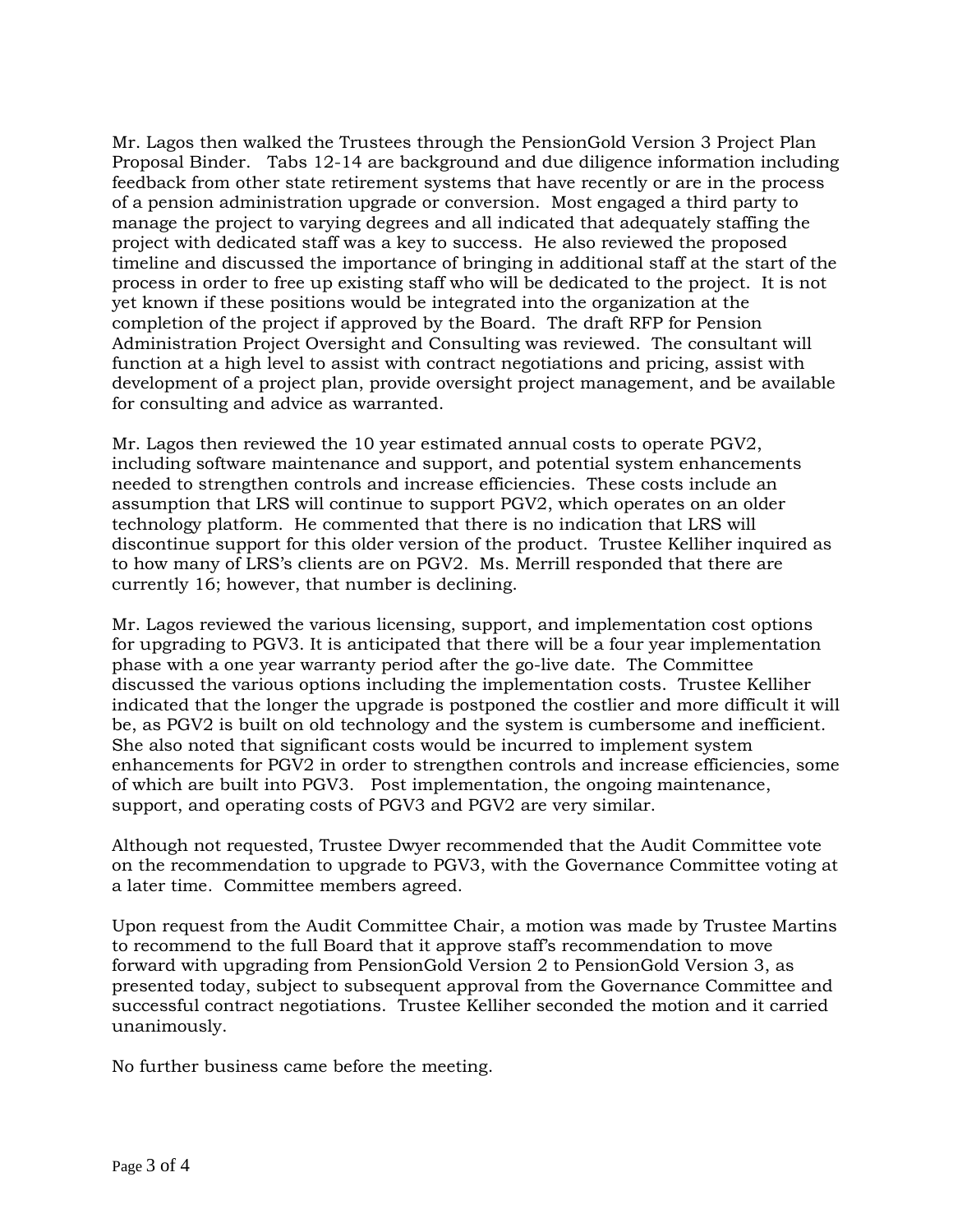Mr. Lagos then walked the Trustees through the PensionGold Version 3 Project Plan Proposal Binder. Tabs 12-14 are background and due diligence information including feedback from other state retirement systems that have recently or are in the process of a pension administration upgrade or conversion. Most engaged a third party to manage the project to varying degrees and all indicated that adequately staffing the project with dedicated staff was a key to success. He also reviewed the proposed timeline and discussed the importance of bringing in additional staff at the start of the process in order to free up existing staff who will be dedicated to the project. It is not yet known if these positions would be integrated into the organization at the completion of the project if approved by the Board. The draft RFP for Pension Administration Project Oversight and Consulting was reviewed. The consultant will function at a high level to assist with contract negotiations and pricing, assist with development of a project plan, provide oversight project management, and be available for consulting and advice as warranted.

Mr. Lagos then reviewed the 10 year estimated annual costs to operate PGV2, including software maintenance and support, and potential system enhancements needed to strengthen controls and increase efficiencies. These costs include an assumption that LRS will continue to support PGV2, which operates on an older technology platform. He commented that there is no indication that LRS will discontinue support for this older version of the product. Trustee Kelliher inquired as to how many of LRS's clients are on PGV2. Ms. Merrill responded that there are currently 16; however, that number is declining.

Mr. Lagos reviewed the various licensing, support, and implementation cost options for upgrading to PGV3. It is anticipated that there will be a four year implementation phase with a one year warranty period after the go-live date. The Committee discussed the various options including the implementation costs. Trustee Kelliher indicated that the longer the upgrade is postponed the costlier and more difficult it will be, as PGV2 is built on old technology and the system is cumbersome and inefficient. She also noted that significant costs would be incurred to implement system enhancements for PGV2 in order to strengthen controls and increase efficiencies, some of which are built into PGV3. Post implementation, the ongoing maintenance, support, and operating costs of PGV3 and PGV2 are very similar.

Although not requested, Trustee Dwyer recommended that the Audit Committee vote on the recommendation to upgrade to PGV3, with the Governance Committee voting at a later time. Committee members agreed.

Upon request from the Audit Committee Chair, a motion was made by Trustee Martins to recommend to the full Board that it approve staff's recommendation to move forward with upgrading from PensionGold Version 2 to PensionGold Version 3, as presented today, subject to subsequent approval from the Governance Committee and successful contract negotiations. Trustee Kelliher seconded the motion and it carried unanimously.

No further business came before the meeting.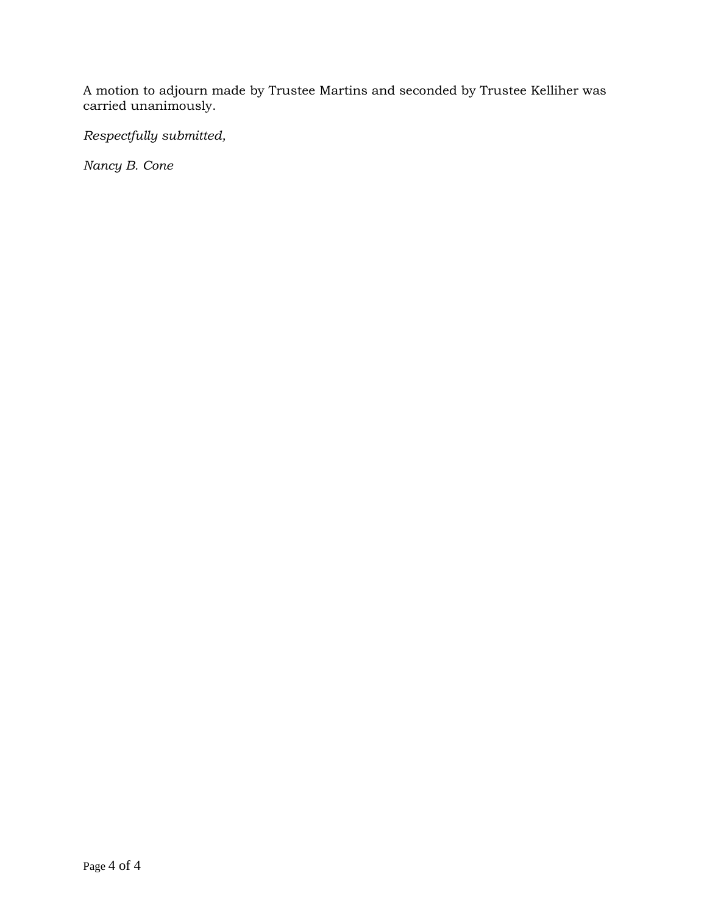A motion to adjourn made by Trustee Martins and seconded by Trustee Kelliher was carried unanimously.

*Respectfully submitted,*

*Nancy B. Cone*